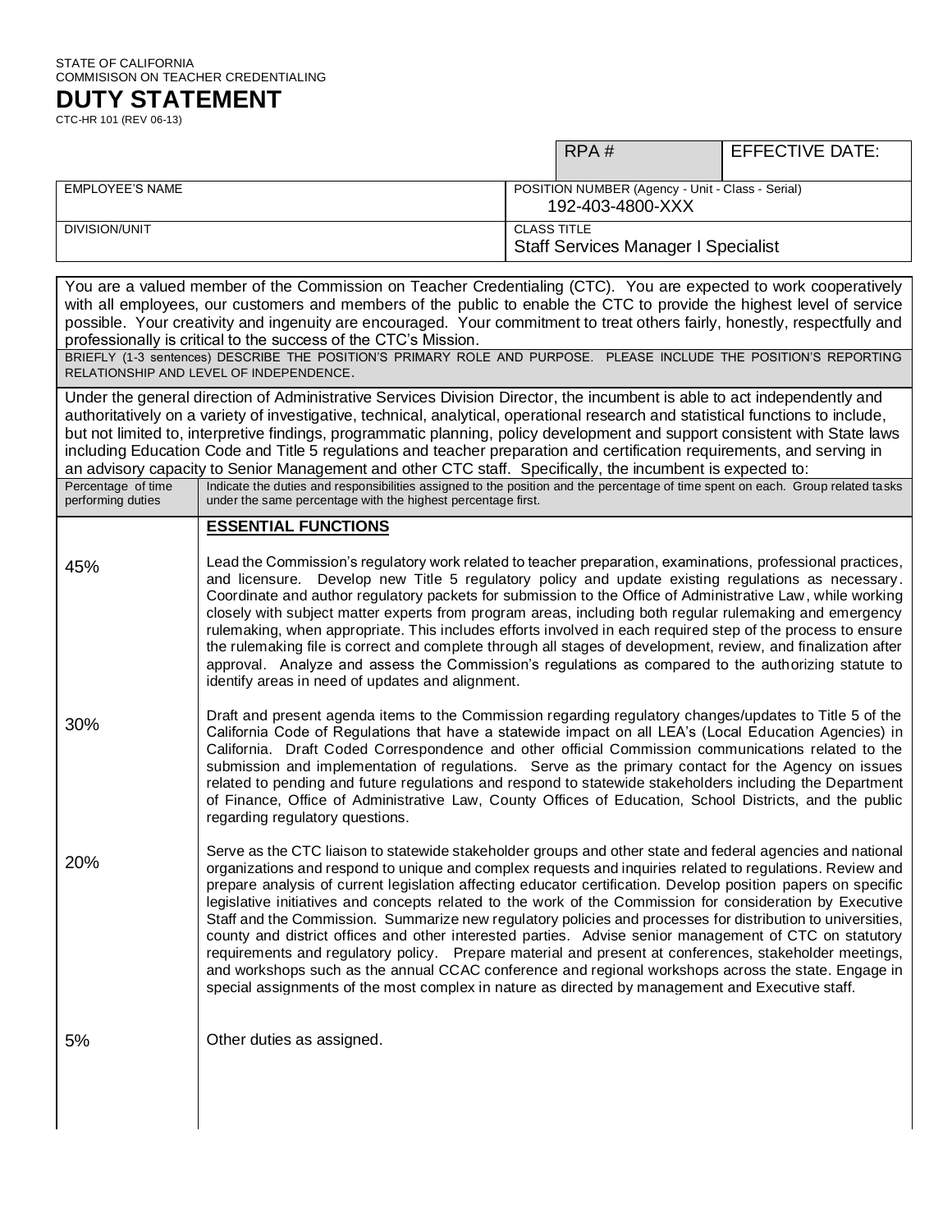STATE OF CALIFORNIA
COMMISISON ON TEACHER CREDENTIALING

# DUTY STATEMENT

CTC-HR 101 (REV 06-13)

| | RPA # | EFFECTIVE DATE: |
|---|---|---|
| EMPLOYEE'S NAME | POSITION NUMBER (Agency - Unit - Class - Serial) 192-403-4800-XXX | |
| DIVISION/UNIT | CLASS TITLE Staff Services Manager I Specialist | |

You are a valued member of the Commission on Teacher Credentialing (CTC). You are expected to work cooperatively with all employees, our customers and members of the public to enable the CTC to provide the highest level of service possible. Your creativity and ingenuity are encouraged. Your commitment to treat others fairly, honestly, respectfully and professionally is critical to the success of the CTC's Mission.

BRIEFLY (1-3 sentences) DESCRIBE THE POSITION'S PRIMARY ROLE AND PURPOSE. PLEASE INCLUDE THE POSITION'S REPORTING RELATIONSHIP AND LEVEL OF INDEPENDENCE.

Under the general direction of Administrative Services Division Director, the incumbent is able to act independently and authoritatively on a variety of investigative, technical, analytical, operational research and statistical functions to include, but not limited to, interpretive findings, programmatic planning, policy development and support consistent with State laws including Education Code and Title 5 regulations and teacher preparation and certification requirements, and serving in an advisory capacity to Senior Management and other CTC staff. Specifically, the incumbent is expected to:

| Percentage of time performing duties | Indicate the duties and responsibilities assigned to the position and the percentage of time spent on each. Group related tasks under the same percentage with the highest percentage first. |
|---|---|
| | **ESSENTIAL FUNCTIONS** |
| 45% | Lead the Commission's regulatory work related to teacher preparation, examinations, professional practices, and licensure. Develop new Title 5 regulatory policy and update existing regulations as necessary. Coordinate and author regulatory packets for submission to the Office of Administrative Law, while working closely with subject matter experts from program areas, including both regular rulemaking and emergency rulemaking, when appropriate. This includes efforts involved in each required step of the process to ensure the rulemaking file is correct and complete through all stages of development, review, and finalization after approval. Analyze and assess the Commission's regulations as compared to the authorizing statute to identify areas in need of updates and alignment. |
| 30% | Draft and present agenda items to the Commission regarding regulatory changes/updates to Title 5 of the California Code of Regulations that have a statewide impact on all LEA's (Local Education Agencies) in California. Draft Coded Correspondence and other official Commission communications related to the submission and implementation of regulations. Serve as the primary contact for the Agency on issues related to pending and future regulations and respond to statewide stakeholders including the Department of Finance, Office of Administrative Law, County Offices of Education, School Districts, and the public regarding regulatory questions. |
| 20% | Serve as the CTC liaison to statewide stakeholder groups and other state and federal agencies and national organizations and respond to unique and complex requests and inquiries related to regulations. Review and prepare analysis of current legislation affecting educator certification. Develop position papers on specific legislative initiatives and concepts related to the work of the Commission for consideration by Executive Staff and the Commission. Summarize new regulatory policies and processes for distribution to universities, county and district offices and other interested parties. Advise senior management of CTC on statutory requirements and regulatory policy. Prepare material and present at conferences, stakeholder meetings, and workshops such as the annual CCAC conference and regional workshops across the state. Engage in special assignments of the most complex in nature as directed by management and Executive staff. |
| 5% | Other duties as assigned. |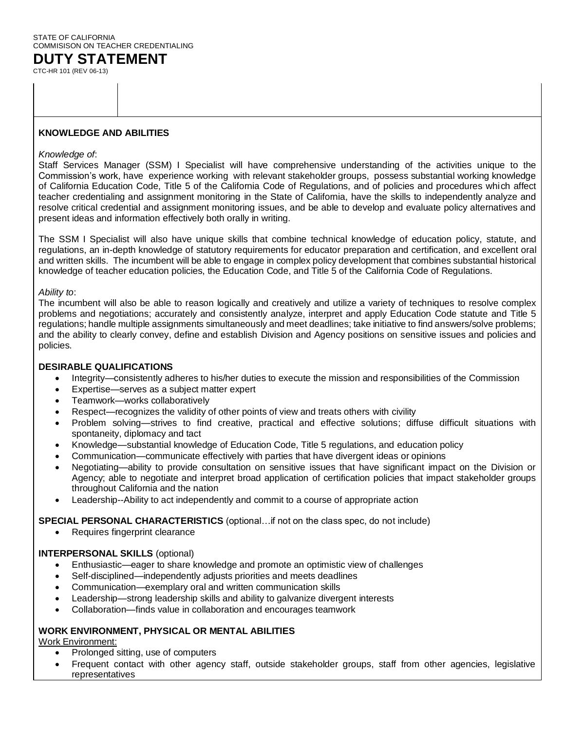STATE OF CALIFORNIA
COMMISISON ON TEACHER CREDENTIALING

# DUTY STATEMENT

CTC-HR 101 (REV 06-13)

## KNOWLEDGE AND ABILITIES

*Knowledge of*:

Staff Services Manager (SSM) I Specialist will have comprehensive understanding of the activities unique to the Commission's work, have experience working with relevant stakeholder groups, possess substantial working knowledge of California Education Code, Title 5 of the California Code of Regulations, and of policies and procedures which affect teacher credentialing and assignment monitoring in the State of California, have the skills to independently analyze and resolve critical credential and assignment monitoring issues, and be able to develop and evaluate policy alternatives and present ideas and information effectively both orally in writing.

The SSM I Specialist will also have unique skills that combine technical knowledge of education policy, statute, and regulations, an in-depth knowledge of statutory requirements for educator preparation and certification, and excellent oral and written skills. The incumbent will be able to engage in complex policy development that combines substantial historical knowledge of teacher education policies, the Education Code, and Title 5 of the California Code of Regulations.

*Ability to*:

The incumbent will also be able to reason logically and creatively and utilize a variety of techniques to resolve complex problems and negotiations; accurately and consistently analyze, interpret and apply Education Code statute and Title 5 regulations; handle multiple assignments simultaneously and meet deadlines; take initiative to find answers/solve problems; and the ability to clearly convey, define and establish Division and Agency positions on sensitive issues and policies and policies.

## DESIRABLE QUALIFICATIONS

- Integrity—consistently adheres to his/her duties to execute the mission and responsibilities of the Commission
- Expertise—serves as a subject matter expert
- Teamwork—works collaboratively
- Respect—recognizes the validity of other points of view and treats others with civility
- Problem solving—strives to find creative, practical and effective solutions; diffuse difficult situations with spontaneity, diplomacy and tact
- Knowledge—substantial knowledge of Education Code, Title 5 regulations, and education policy
- Communication—communicate effectively with parties that have divergent ideas or opinions
- Negotiating—ability to provide consultation on sensitive issues that have significant impact on the Division or Agency; able to negotiate and interpret broad application of certification policies that impact stakeholder groups throughout California and the nation
- Leadership--Ability to act independently and commit to a course of appropriate action

**SPECIAL PERSONAL CHARACTERISTICS** (optional…if not on the class spec, do not include)

- Requires fingerprint clearance

**INTERPERSONAL SKILLS** (optional)

- Enthusiastic—eager to share knowledge and promote an optimistic view of challenges
- Self-disciplined—independently adjusts priorities and meets deadlines
- Communication—exemplary oral and written communication skills
- Leadership—strong leadership skills and ability to galvanize divergent interests
- Collaboration—finds value in collaboration and encourages teamwork

## WORK ENVIRONMENT, PHYSICAL OR MENTAL ABILITIES

Work Environment:

- Prolonged sitting, use of computers
- Frequent contact with other agency staff, outside stakeholder groups, staff from other agencies, legislative representatives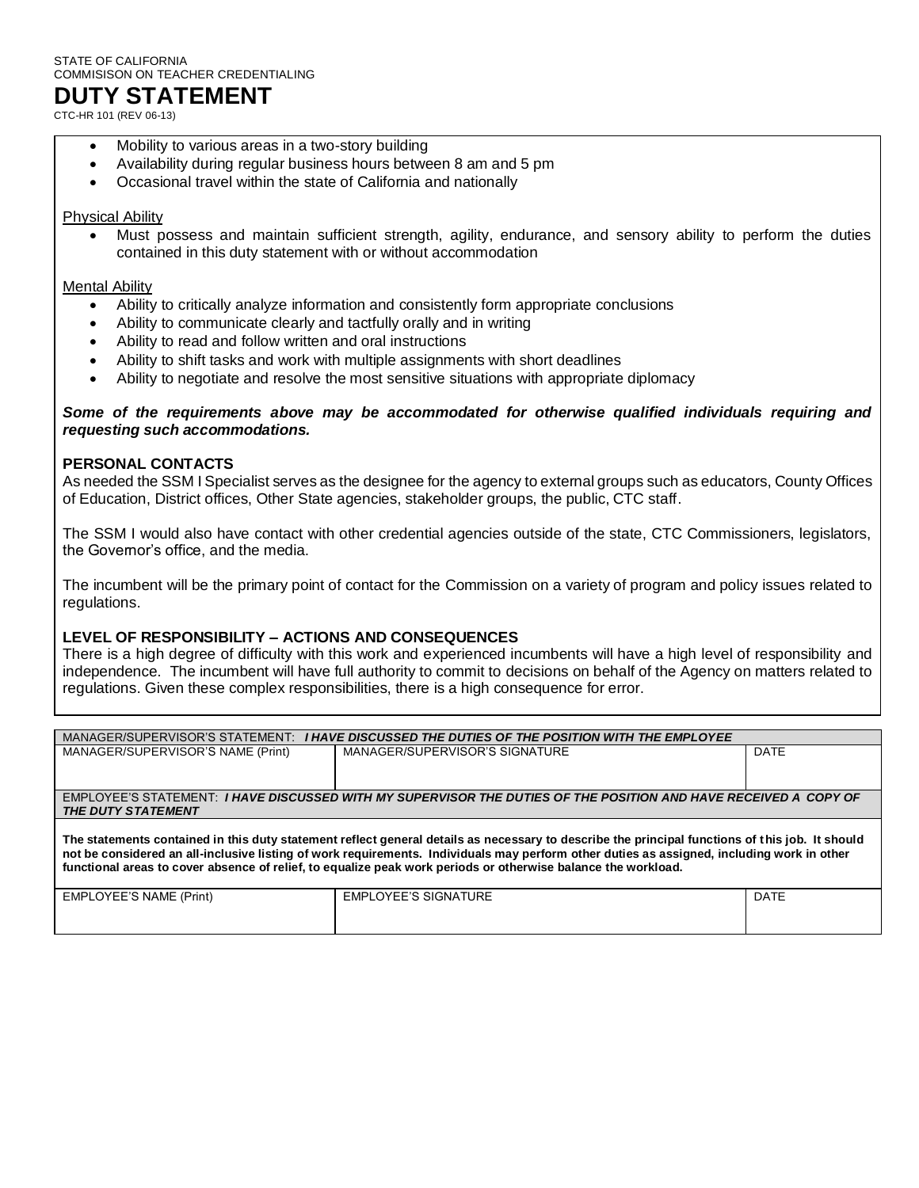STATE OF CALIFORNIA
COMMISISON ON TEACHER CREDENTIALING

# DUTY STATEMENT

CTC-HR 101 (REV 06-13)

- Mobility to various areas in a two-story building
- Availability during regular business hours between 8 am and 5 pm
- Occasional travel within the state of California and nationally

Physical Ability

- Must possess and maintain sufficient strength, agility, endurance, and sensory ability to perform the duties contained in this duty statement with or without accommodation

Mental Ability

- Ability to critically analyze information and consistently form appropriate conclusions
- Ability to communicate clearly and tactfully orally and in writing
- Ability to read and follow written and oral instructions
- Ability to shift tasks and work with multiple assignments with short deadlines
- Ability to negotiate and resolve the most sensitive situations with appropriate diplomacy

***Some of the requirements above may be accommodated for otherwise qualified individuals requiring and requesting such accommodations.***

**PERSONAL CONTACTS**

As needed the SSM I Specialist serves as the designee for the agency to external groups such as educators, County Offices of Education, District offices, Other State agencies, stakeholder groups, the public, CTC staff.

The SSM I would also have contact with other credential agencies outside of the state, CTC Commissioners, legislators, the Governor's office, and the media.

The incumbent will be the primary point of contact for the Commission on a variety of program and policy issues related to regulations.

**LEVEL OF RESPONSIBILITY – ACTIONS AND CONSEQUENCES**

There is a high degree of difficulty with this work and experienced incumbents will have a high level of responsibility and independence. The incumbent will have full authority to commit to decisions on behalf of the Agency on matters related to regulations. Given these complex responsibilities, there is a high consequence for error.

| MANAGER/SUPERVISOR'S STATEMENT: ***I HAVE DISCUSSED THE DUTIES OF THE POSITION WITH THE EMPLOYEE*** | | |
|---|---|---|
| MANAGER/SUPERVISOR'S NAME (Print) | MANAGER/SUPERVISOR'S SIGNATURE | DATE |
| EMPLOYEE'S STATEMENT: ***I HAVE DISCUSSED WITH MY SUPERVISOR THE DUTIES OF THE POSITION AND HAVE RECEIVED A COPY OF THE DUTY STATEMENT*** | | |
| **The statements contained in this duty statement reflect general details as necessary to describe the principal functions of this job. It should not be considered an all-inclusive listing of work requirements. Individuals may perform other duties as assigned, including work in other functional areas to cover absence of relief, to equalize peak work periods or otherwise balance the workload.** | | |
| EMPLOYEE'S NAME (Print) | EMPLOYEE'S SIGNATURE | DATE |